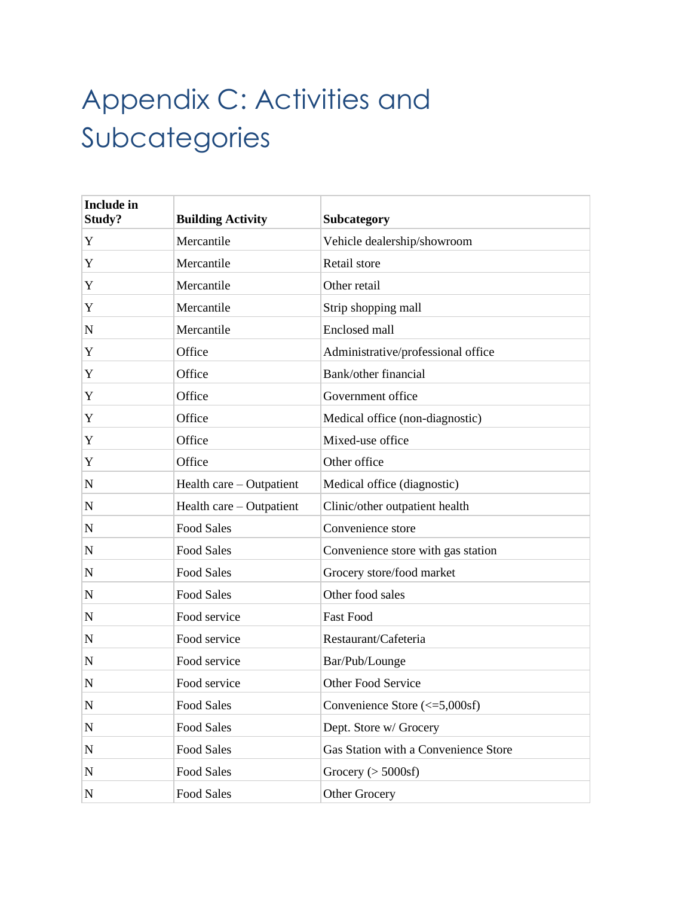# Appendix C: Activities and Subcategories

| Include in Study? | Building Activity | Subcategory |
|---|---|---|
| Y | Mercantile | Vehicle dealership/showroom |
| Y | Mercantile | Retail store |
| Y | Mercantile | Other retail |
| Y | Mercantile | Strip shopping mall |
| N | Mercantile | Enclosed mall |
| Y | Office | Administrative/professional office |
| Y | Office | Bank/other financial |
| Y | Office | Government office |
| Y | Office | Medical office (non-diagnostic) |
| Y | Office | Mixed-use office |
| Y | Office | Other office |
| N | Health care – Outpatient | Medical office (diagnostic) |
| N | Health care – Outpatient | Clinic/other outpatient health |
| N | Food Sales | Convenience store |
| N | Food Sales | Convenience store with gas station |
| N | Food Sales | Grocery store/food market |
| N | Food Sales | Other food sales |
| N | Food service | Fast Food |
| N | Food service | Restaurant/Cafeteria |
| N | Food service | Bar/Pub/Lounge |
| N | Food service | Other Food Service |
| N | Food Sales | Convenience Store (<=5,000sf) |
| N | Food Sales | Dept. Store w/ Grocery |
| N | Food Sales | Gas Station with a Convenience Store |
| N | Food Sales | Grocery (> 5000sf) |
| N | Food Sales | Other Grocery |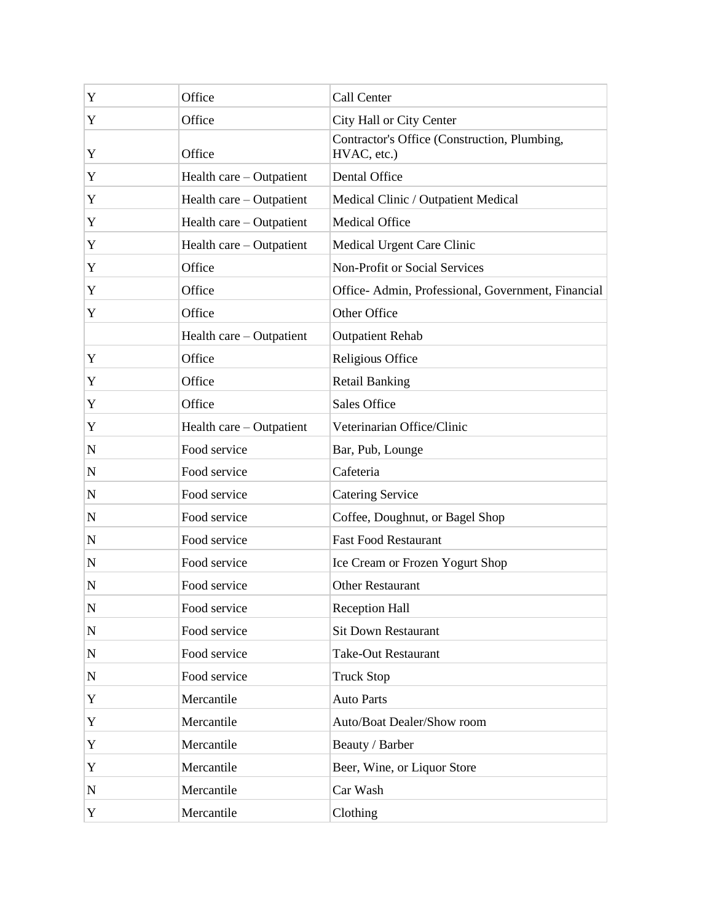| | | |
|---|---|---|
| Y | Office | Call Center |
| Y | Office | City Hall or City Center |
| Y | Office | Contractor's Office (Construction, Plumbing, HVAC, etc.) |
| Y | Health care – Outpatient | Dental Office |
| Y | Health care – Outpatient | Medical Clinic / Outpatient Medical |
| Y | Health care – Outpatient | Medical Office |
| Y | Health care – Outpatient | Medical Urgent Care Clinic |
| Y | Office | Non-Profit or Social Services |
| Y | Office | Office- Admin, Professional, Government, Financial |
| Y | Office | Other Office |
| | Health care – Outpatient | Outpatient Rehab |
| Y | Office | Religious Office |
| Y | Office | Retail Banking |
| Y | Office | Sales Office |
| Y | Health care – Outpatient | Veterinarian Office/Clinic |
| N | Food service | Bar, Pub, Lounge |
| N | Food service | Cafeteria |
| N | Food service | Catering Service |
| N | Food service | Coffee, Doughnut, or Bagel Shop |
| N | Food service | Fast Food Restaurant |
| N | Food service | Ice Cream or Frozen Yogurt Shop |
| N | Food service | Other Restaurant |
| N | Food service | Reception Hall |
| N | Food service | Sit Down Restaurant |
| N | Food service | Take-Out Restaurant |
| N | Food service | Truck Stop |
| Y | Mercantile | Auto Parts |
| Y | Mercantile | Auto/Boat Dealer/Show room |
| Y | Mercantile | Beauty / Barber |
| Y | Mercantile | Beer, Wine, or Liquor Store |
| N | Mercantile | Car Wash |
| Y | Mercantile | Clothing |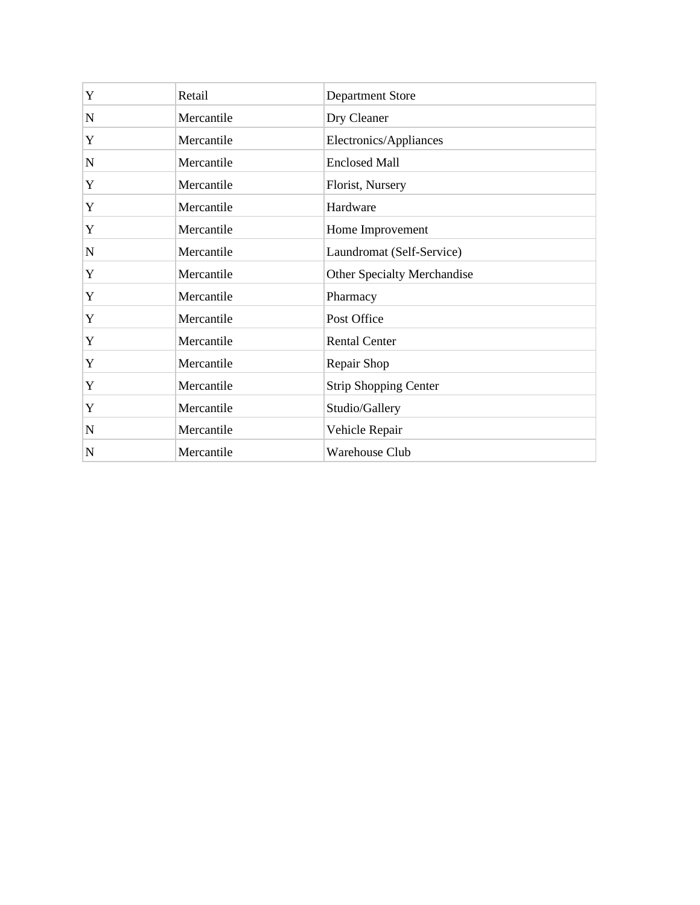| | | |
|---|---|---|
| Y | Retail | Department Store |
| N | Mercantile | Dry Cleaner |
| Y | Mercantile | Electronics/Appliances |
| N | Mercantile | Enclosed Mall |
| Y | Mercantile | Florist, Nursery |
| Y | Mercantile | Hardware |
| Y | Mercantile | Home Improvement |
| N | Mercantile | Laundromat (Self-Service) |
| Y | Mercantile | Other Specialty Merchandise |
| Y | Mercantile | Pharmacy |
| Y | Mercantile | Post Office |
| Y | Mercantile | Rental Center |
| Y | Mercantile | Repair Shop |
| Y | Mercantile | Strip Shopping Center |
| Y | Mercantile | Studio/Gallery |
| N | Mercantile | Vehicle Repair |
| N | Mercantile | Warehouse Club |